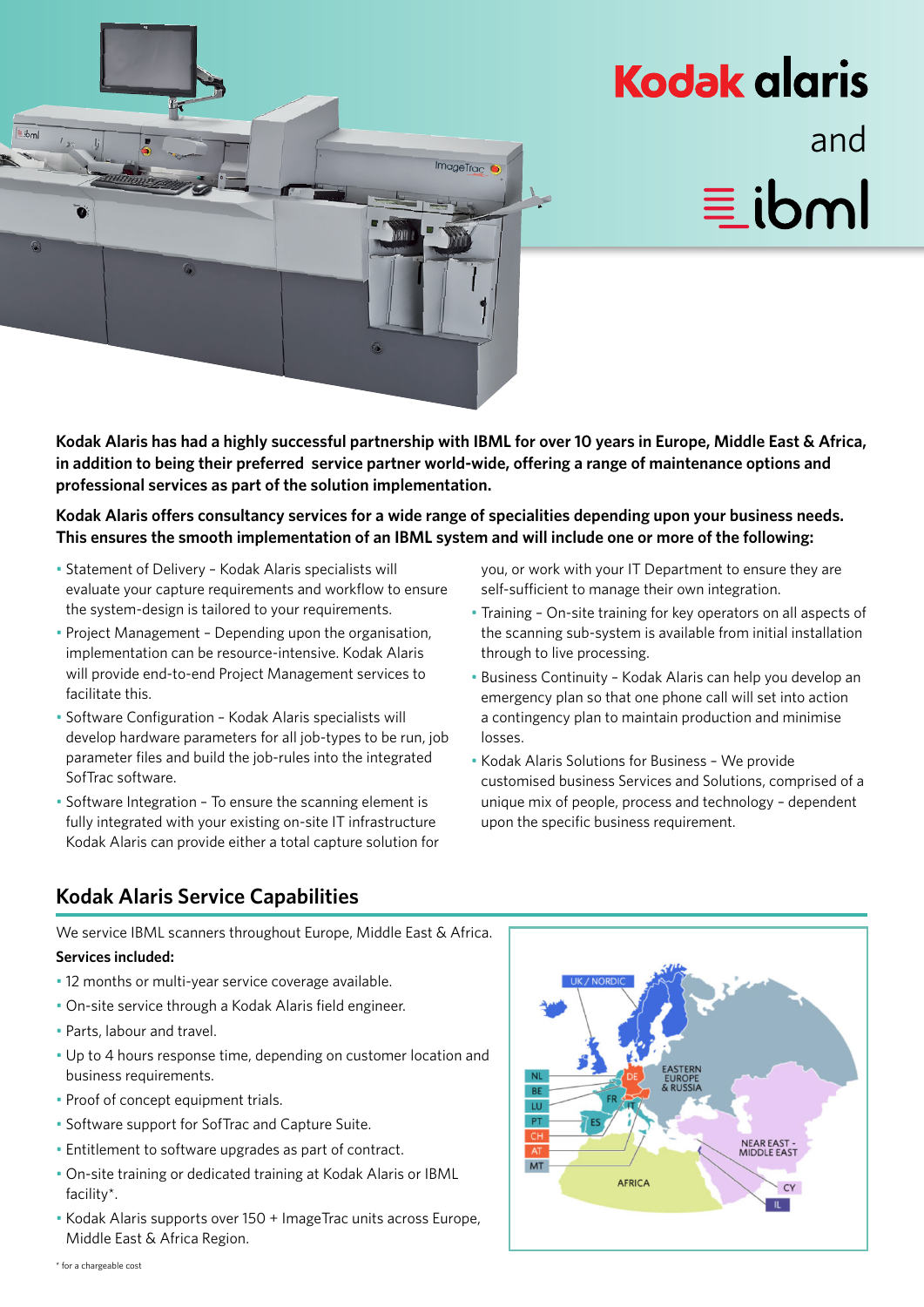# Kodak alaris and ibml

**Kodak Alaris has had a highly successful partnership with IBML for over 10 years in Europe, Middle East & Africa, in addition to being their preferred service partner world-wide, offering a range of maintenance options and professional services as part of the solution implementation.**

**Kodak Alaris offers consultancy services for a wide range of specialities depending upon your business needs. This ensures the smooth implementation of an IBML system and will include one or more of the following:**

- Statement of Delivery – Kodak Alaris specialists will evaluate your capture requirements and workflow to ensure the system-design is tailored to your requirements.
- Project Management – Depending upon the organisation, implementation can be resource-intensive. Kodak Alaris will provide end-to-end Project Management services to facilitate this.
- Software Configuration – Kodak Alaris specialists will develop hardware parameters for all job-types to be run, job parameter files and build the job-rules into the integrated SofTrac software.
- Software Integration – To ensure the scanning element is fully integrated with your existing on-site IT infrastructure Kodak Alaris can provide either a total capture solution for you, or work with your IT Department to ensure they are self-sufficient to manage their own integration.
- Training – On-site training for key operators on all aspects of the scanning sub-system is available from initial installation through to live processing.
- Business Continuity – Kodak Alaris can help you develop an emergency plan so that one phone call will set into action a contingency plan to maintain production and minimise losses.
- Kodak Alaris Solutions for Business – We provide customised business Services and Solutions, comprised of a unique mix of people, process and technology – dependent upon the specific business requirement.

## Kodak Alaris Service Capabilities

We service IBML scanners throughout Europe, Middle East & Africa.

**Services included:**

- 12 months or multi-year service coverage available.
- On-site service through a Kodak Alaris field engineer.
- Parts, labour and travel.
- Up to 4 hours response time, depending on customer location and business requirements.
- Proof of concept equipment trials.
- Software support for SofTrac and Capture Suite.
- Entitlement to software upgrades as part of contract.
- On-site training or dedicated training at Kodak Alaris or IBML facility*.
- Kodak Alaris supports over 150 + ImageTrac units across Europe, Middle East & Africa Region.

UK / NORDIC, NL, BE, LU, PT, CH, AT, MT, DE, FR, ES, IT, EASTERN EUROPE & RUSSIA, NEAR EAST - MIDDLE EAST, AFRICA, CY, IL

\* for a chargeable cost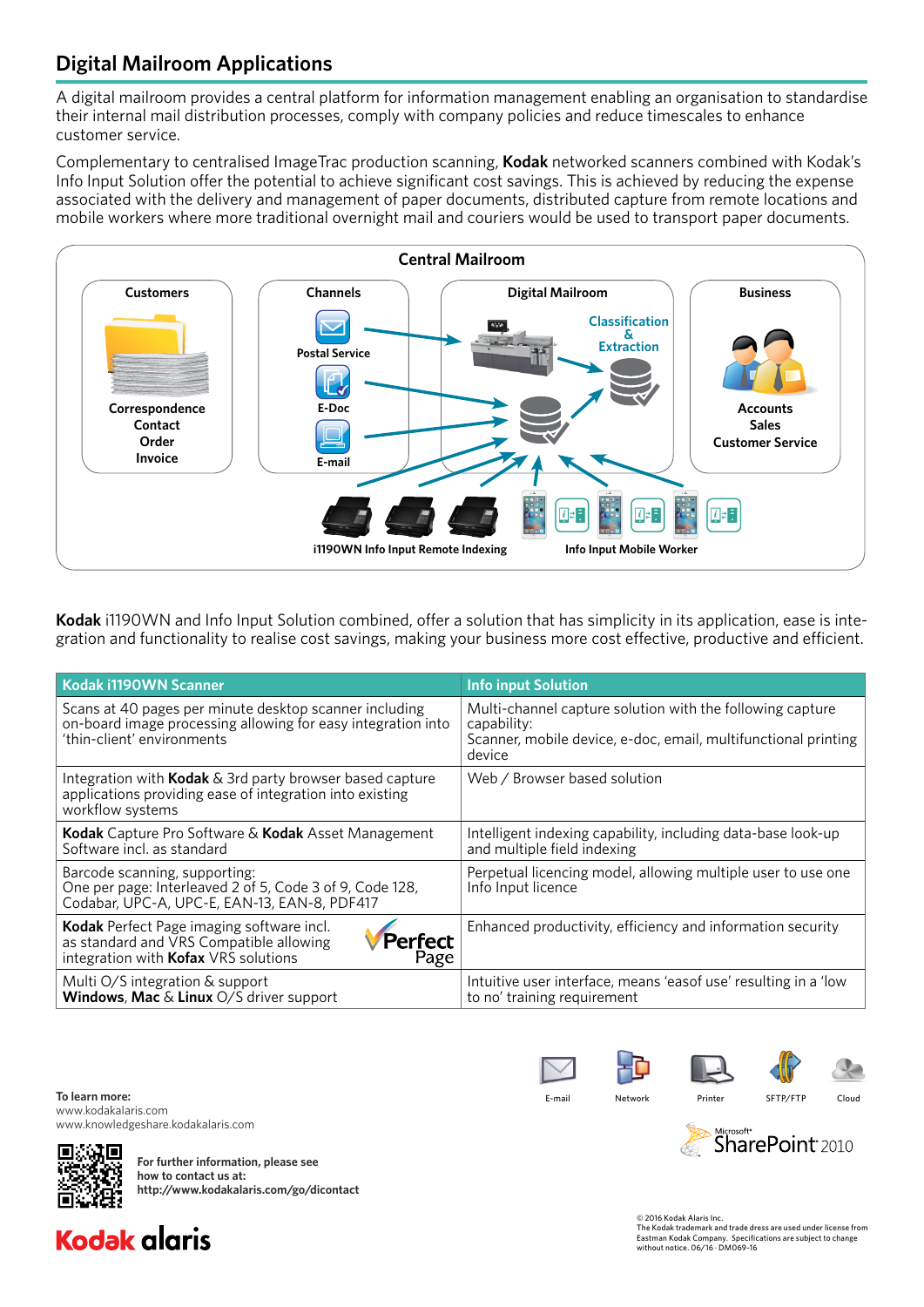## Digital Mailroom Applications

A digital mailroom provides a central platform for information management enabling an organisation to standardise their internal mail distribution processes, comply with company policies and reduce timescales to enhance customer service.

Complementary to centralised ImageTrac production scanning, **Kodak** networked scanners combined with Kodak's Info Input Solution offer the potential to achieve significant cost savings. This is achieved by reducing the expense associated with the delivery and management of paper documents, distributed capture from remote locations and mobile workers where more traditional overnight mail and couriers would be used to transport paper documents.

Central Mailroom

Customers
Correspondence
Contact
Order
Invoice

Channels
Postal Service
E-Doc
E-mail

Digital Mailroom
Classification & Extraction

Business
Accounts
Sales
Customer Service

i1190WN Info Input Remote Indexing

Info Input Mobile Worker

**Kodak** i1190WN and Info Input Solution combined, offer a solution that has simplicity in its application, ease is integration and functionality to realise cost savings, making your business more cost effective, productive and efficient.

| Kodak i1190WN Scanner | Info input Solution |
|---|---|
| Scans at 40 pages per minute desktop scanner including on-board image processing allowing for easy integration into 'thin-client' environments | Multi-channel capture solution with the following capture capability: Scanner, mobile device, e-doc, email, multifunctional printing device |
| Integration with **Kodak** & 3rd party browser based capture applications providing ease of integration into existing workflow systems | Web / Browser based solution |
| **Kodak** Capture Pro Software & **Kodak** Asset Management Software incl. as standard | Intelligent indexing capability, including data-base look-up and multiple field indexing |
| Barcode scanning, supporting: One per page: Interleaved 2 of 5, Code 3 of 9, Code 128, Codabar, UPC-A, UPC-E, EAN-13, EAN-8, PDF417 | Perpetual licencing model, allowing multiple user to use one Info Input licence |
| **Kodak** Perfect Page imaging software incl. as standard and VRS Compatible allowing integration with **Kofax** VRS solutions | Enhanced productivity, efficiency and information security |
| Multi O/S integration & support **Windows**, **Mac** & **Linux** O/S driver support | Intuitive user interface, means 'easof use' resulting in a 'low to no' training requirement |

E-mail Network Printer SFTP/FTP Cloud

Microsoft® SharePoint® 2010

**To learn more:**
www.kodakalaris.com
www.knowledgeshare.kodakalaris.com

**For further information, please see how to contact us at: http://www.kodakalaris.com/go/dicontact**

Kodak alaris

© 2016 Kodak Alaris Inc.
The Kodak trademark and trade dress are used under license from Eastman Kodak Company. Specifications are subject to change without notice. 06/16 · DM069-16